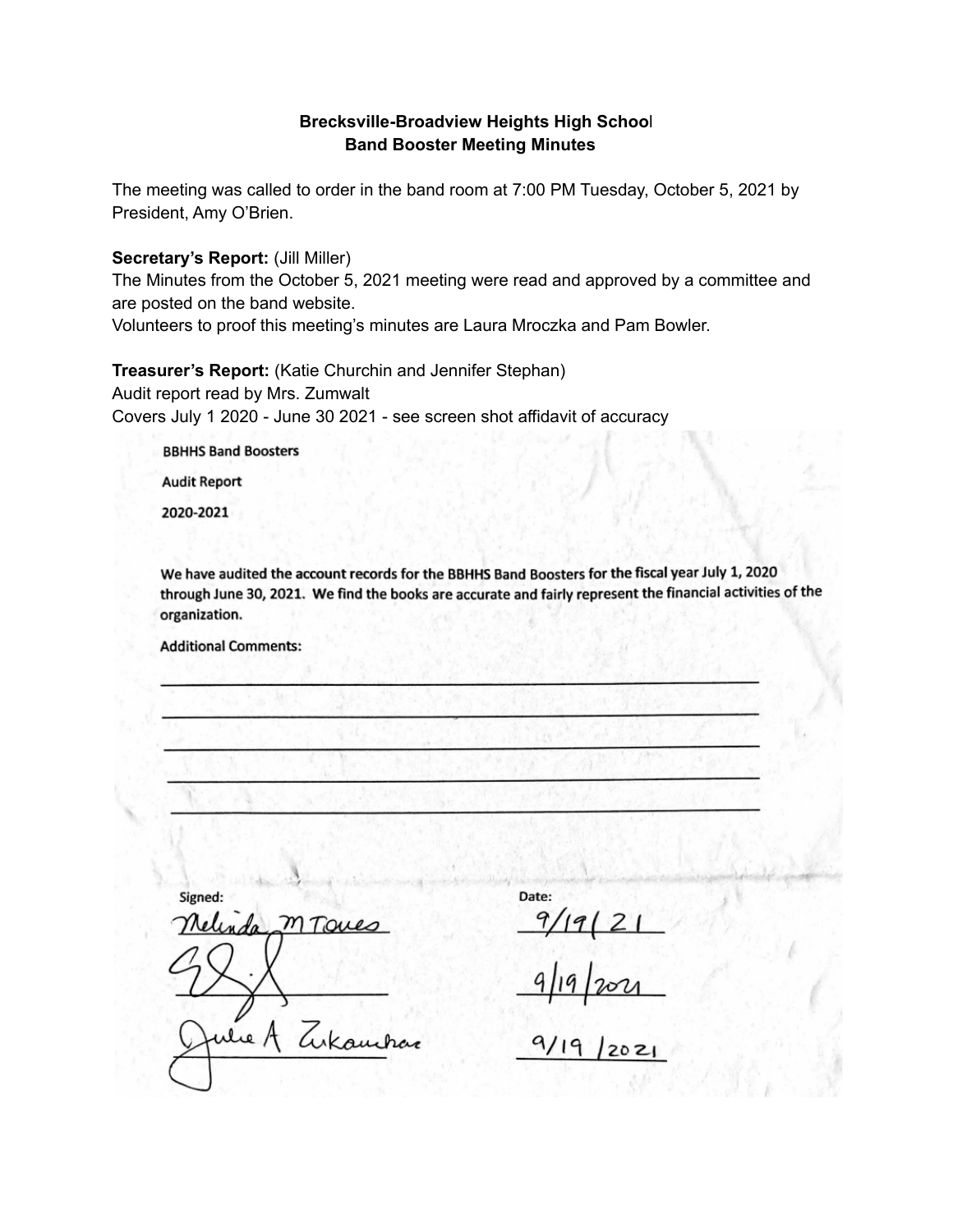**Brecksville-Broadview Heights High School**
**Band Booster Meeting Minutes**

The meeting was called to order in the band room at 7:00 PM Tuesday, October 5, 2021 by President, Amy O'Brien.

**Secretary's Report:** (Jill Miller)
The Minutes from the October 5, 2021 meeting were read and approved by a committee and are posted on the band website.
Volunteers to proof this meeting's minutes are Laura Mroczka and Pam Bowler.

**Treasurer's Report:** (Katie Churchin and Jennifer Stephan)
Audit report read by Mrs. Zumwalt
Covers July 1 2020 - June 30 2021 - see screen shot affidavit of accuracy

BBHHS Band Boosters

Audit Report

2020-2021

We have audited the account records for the BBHHS Band Boosters for the fiscal year July 1, 2020 through June 30, 2021. We find the books are accurate and fairly represent the financial activities of the organization.

Additional Comments:

| Signed: | Date: |
|---|---|
| Melinda M Toues | 9/19/21 |
| [signature] | 9/19/2021 |
| Julie A Zukauckas | 9/19/2021 |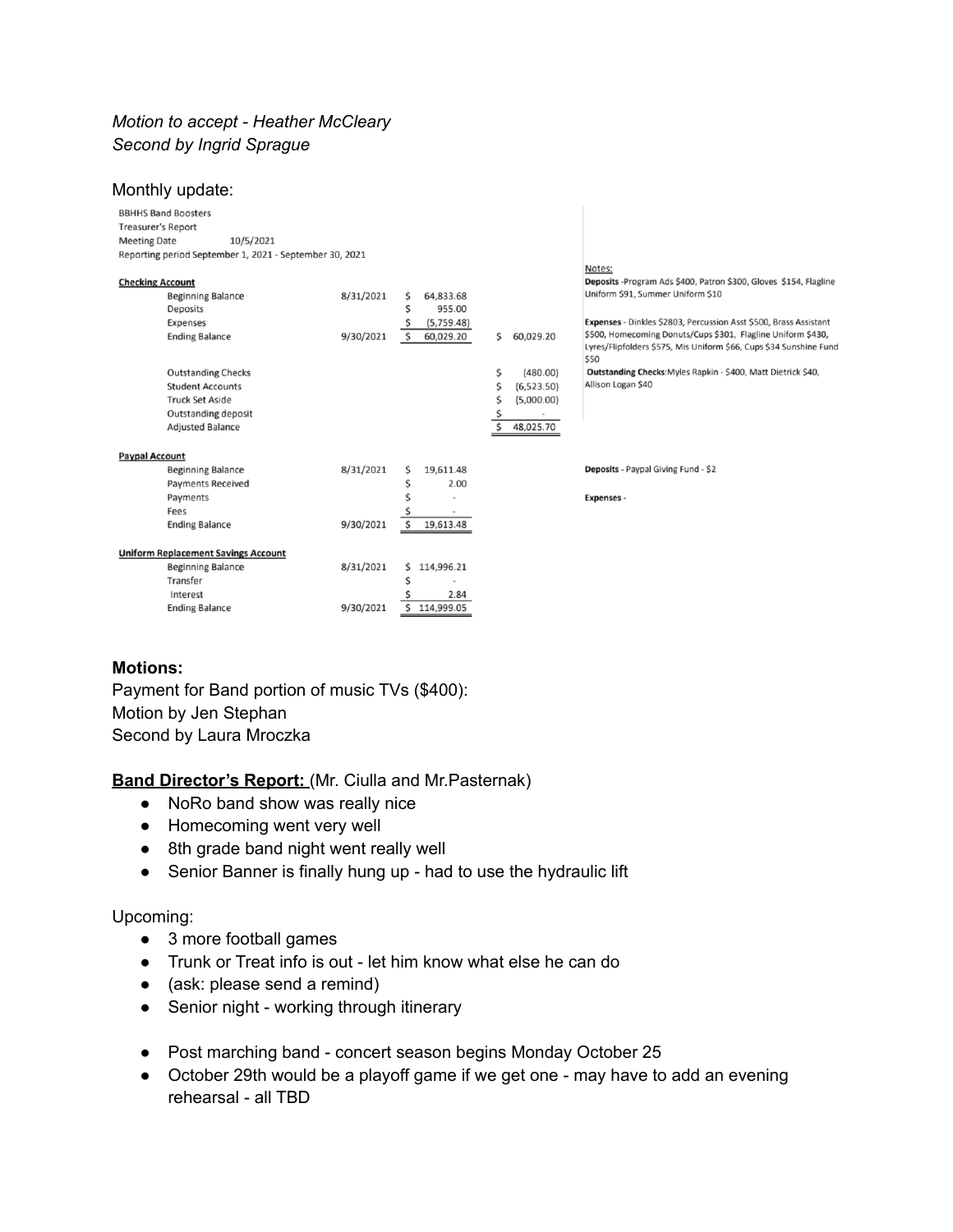*Motion to accept - Heather McCleary*
*Second by Ingrid Sprague*

Monthly update:

BBHHS Band Boosters
Treasurer's Report
Meeting Date 10/5/2021
Reporting period September 1, 2021 - September 30, 2021

| | | | | Notes: |
|---|---|---|---|---|
| **Checking Account** | | | | **Deposits** -Program Ads $400, Patron $300, Gloves $154, Flagline Uniform $91, Summer Uniform $10 |
| Beginning Balance | 8/31/2021 | $ 64,833.68 | | |
| Deposits | | $ 955.00 | | |
| Expenses | | $ (5,759.48) | | **Expenses** - Dinkles $2803, Percussion Asst $500, Brass Assistant $500, Homecoming Donuts/Cups $301, Flagline Uniform $430, Lyres/Flipfolders $575, Mis Uniform $66, Cups $34 Sunshine Fund $50 |
| Ending Balance | 9/30/2021 | $ 60,029.20 | $ 60,029.20 | |
| | | | | |
| Outstanding Checks | | | $ (480.00) | **Outstanding Checks**:Myles Rapkin - $400, Matt Dietrick $40, Allison Logan $40 |
| Student Accounts | | | $ (6,523.50) | |
| Truck Set Aside | | | $ (5,000.00) | |
| Outstanding deposit | | | $ - | |
| Adjusted Balance | | | $ 48,025.70 | |
| | | | | |
| **Paypal Account** | | | | |
| Beginning Balance | 8/31/2021 | $ 19,611.48 | | **Deposits** - Paypal Giving Fund - $2 |
| Payments Received | | $ 2.00 | | |
| Payments | | $ - | | **Expenses** - |
| Fees | | $ - | | |
| Ending Balance | 9/30/2021 | $ 19,613.48 | | |
| | | | | |
| **Uniform Replacement Savings Account** | | | | |
| Beginning Balance | 8/31/2021 | $ 114,996.21 | | |
| Transfer | | $ - | | |
| Interest | | $ 2.84 | | |
| Ending Balance | 9/30/2021 | $ 114,999.05 | | |

**Motions:**
Payment for Band portion of music TVs ($400):
Motion by Jen Stephan
Second by Laura Mroczka

**Band Director's Report:** (Mr. Ciulla and Mr.Pasternak)

- NoRo band show was really nice
- Homecoming went very well
- 8th grade band night went really well
- Senior Banner is finally hung up - had to use the hydraulic lift

Upcoming:

- 3 more football games
- Trunk or Treat info is out - let him know what else he can do
- (ask: please send a remind)
- Senior night - working through itinerary

- Post marching band - concert season begins Monday October 25
- October 29th would be a playoff game if we get one - may have to add an evening rehearsal - all TBD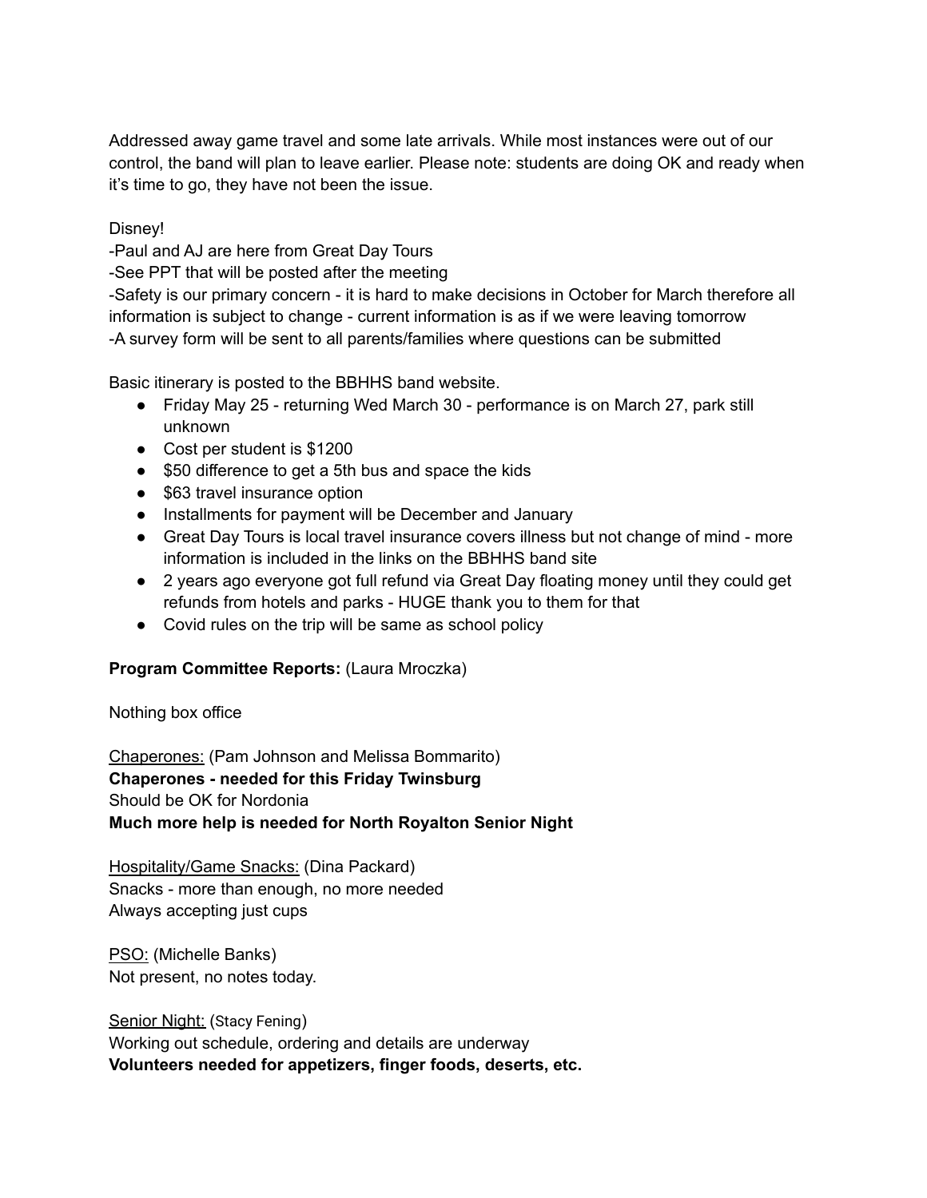Addressed away game travel and some late arrivals. While most instances were out of our control, the band will plan to leave earlier. Please note: students are doing OK and ready when it's time to go, they have not been the issue.

Disney!
-Paul and AJ are here from Great Day Tours
-See PPT that will be posted after the meeting
-Safety is our primary concern - it is hard to make decisions in October for March therefore all information is subject to change - current information is as if we were leaving tomorrow
-A survey form will be sent to all parents/families where questions can be submitted

Basic itinerary is posted to the BBHHS band website.

- Friday May 25 - returning Wed March 30 - performance is on March 27, park still unknown
- Cost per student is $1200
- $50 difference to get a 5th bus and space the kids
- $63 travel insurance option
- Installments for payment will be December and January
- Great Day Tours is local travel insurance covers illness but not change of mind - more information is included in the links on the BBHHS band site
- 2 years ago everyone got full refund via Great Day floating money until they could get refunds from hotels and parks - HUGE thank you to them for that
- Covid rules on the trip will be same as school policy

**Program Committee Reports:** (Laura Mroczka)

Nothing box office

Chaperones: (Pam Johnson and Melissa Bommarito)
**Chaperones - needed for this Friday Twinsburg**
Should be OK for Nordonia
**Much more help is needed for North Royalton Senior Night**

Hospitality/Game Snacks: (Dina Packard)
Snacks - more than enough, no more needed
Always accepting just cups

PSO: (Michelle Banks)
Not present, no notes today.

Senior Night: (Stacy Fening)
Working out schedule, ordering and details are underway
**Volunteers needed for appetizers, finger foods, deserts, etc.**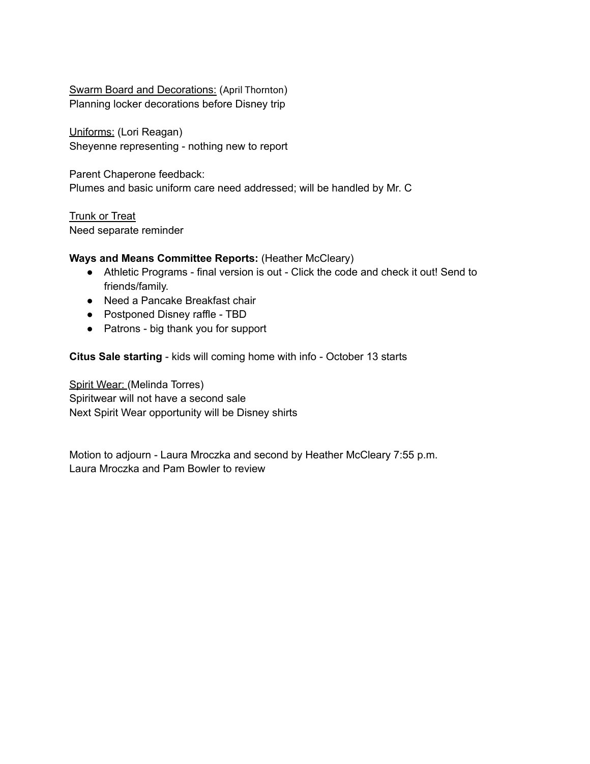Swarm Board and Decorations: (April Thornton)
Planning locker decorations before Disney trip

Uniforms: (Lori Reagan)
Sheyenne representing - nothing new to report

Parent Chaperone feedback:
Plumes and basic uniform care need addressed; will be handled by Mr. C

Trunk or Treat
Need separate reminder

**Ways and Means Committee Reports:** (Heather McCleary)

- Athletic Programs - final version is out - Click the code and check it out! Send to friends/family.
- Need a Pancake Breakfast chair
- Postponed Disney raffle - TBD
- Patrons - big thank you for support

**Citus Sale starting** - kids will coming home with info - October 13 starts

Spirit Wear: (Melinda Torres)
Spiritwear will not have a second sale
Next Spirit Wear opportunity will be Disney shirts

Motion to adjourn - Laura Mroczka and second by Heather McCleary 7:55 p.m.
Laura Mroczka and Pam Bowler to review